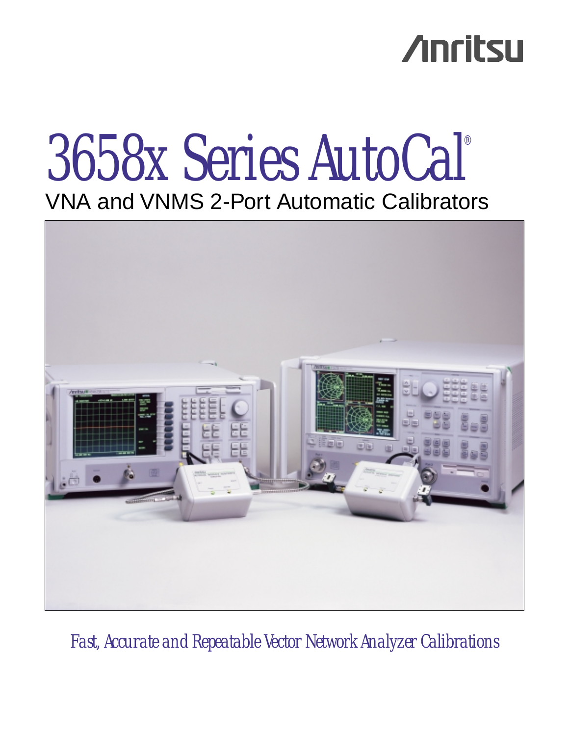Anritsu

# 3658x Series AutoCal®

## VNA and VNMS 2-Port Automatic Calibrators

*Fast, Accurate and Repeatable Vector Network Analyzer Calibrations*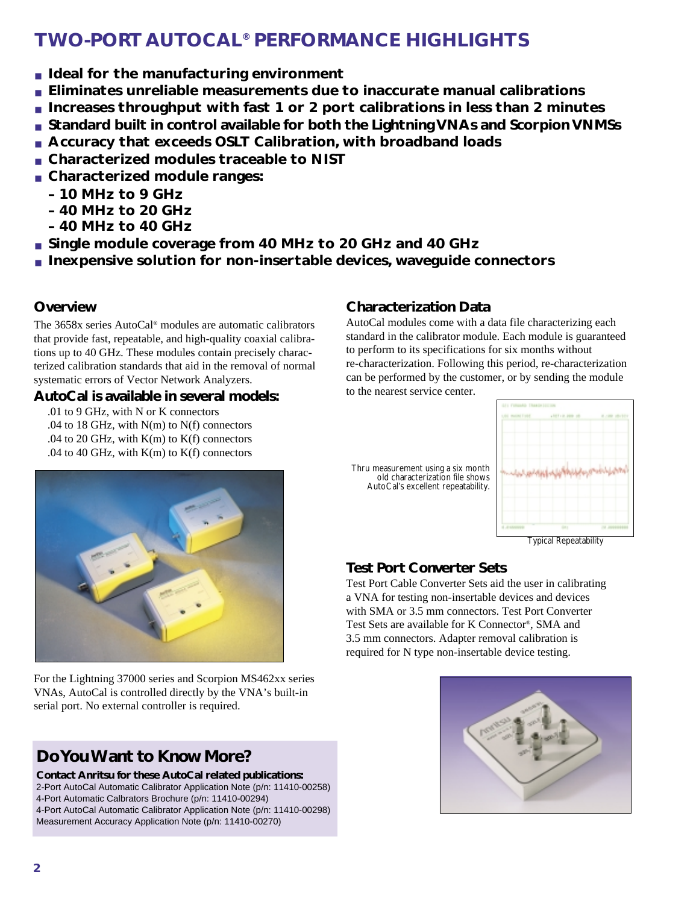# TWO-PORT AUTOCAL® PERFORMANCE HIGHLIGHTS

- **Ideal for the manufacturing environment**
- **Eliminates unreliable measurements due to inaccurate manual calibrations**
- **Increases throughput with fast 1 or 2 port calibrations in less than 2 minutes**
- **Standard built in control available for both the Lightning VNAs and Scorpion VNMSs**
- **Accuracy that exceeds OSLT Calibration, with broadband loads**
- **Characterized modules traceable to NIST**
- **Characterized module ranges:**
  - **10 MHz to 9 GHz**
  - **40 MHz to 20 GHz**
  - **40 MHz to 40 GHz**
- **Single module coverage from 40 MHz to 20 GHz and 40 GHz**
- **Inexpensive solution for non-insertable devices, waveguide connectors**

## Overview

The 3658x series AutoCal® modules are automatic calibrators that provide fast, repeatable, and high-quality coaxial calibrations up to 40 GHz. These modules contain precisely characterized calibration standards that aid in the removal of normal systematic errors of Vector Network Analyzers.

### AutoCal is available in several models:

.01 to 9 GHz, with N or K connectors
.04 to 18 GHz, with N(m) to N(f) connectors
.04 to 20 GHz, with K(m) to K(f) connectors
.04 to 40 GHz, with K(m) to K(f) connectors

For the Lightning 37000 series and Scorpion MS462xx series VNAs, AutoCal is controlled directly by the VNA's built-in serial port. No external controller is required.

## Do You Want to Know More?

**Contact Anritsu for these AutoCal related publications:**

2-Port AutoCal Automatic Calibrator Application Note (p/n: 11410-00258)
4-Port Automatic Calbrators Brochure (p/n: 11410-00294)
4-Port AutoCal Automatic Calibrator Application Note (p/n: 11410-00298)
Measurement Accuracy Application Note (p/n: 11410-00270)

## Characterization Data

AutoCal modules come with a data file characterizing each standard in the calibrator module. Each module is guaranteed to perform to its specifications for six months without re-characterization. Following this period, re-characterization can be performed by the customer, or by sending the module to the nearest service center.

*Thru measurement using a six month old characterization file shows AutoCal's excellent repeatability.*

Typical Repeatability

## Test Port Converter Sets

Test Port Cable Converter Sets aid the user in calibrating a VNA for testing non-insertable devices and devices with SMA or 3.5 mm connectors. Test Port Converter Test Sets are available for K Connector®, SMA and 3.5 mm connectors. Adapter removal calibration is required for N type non-insertable device testing.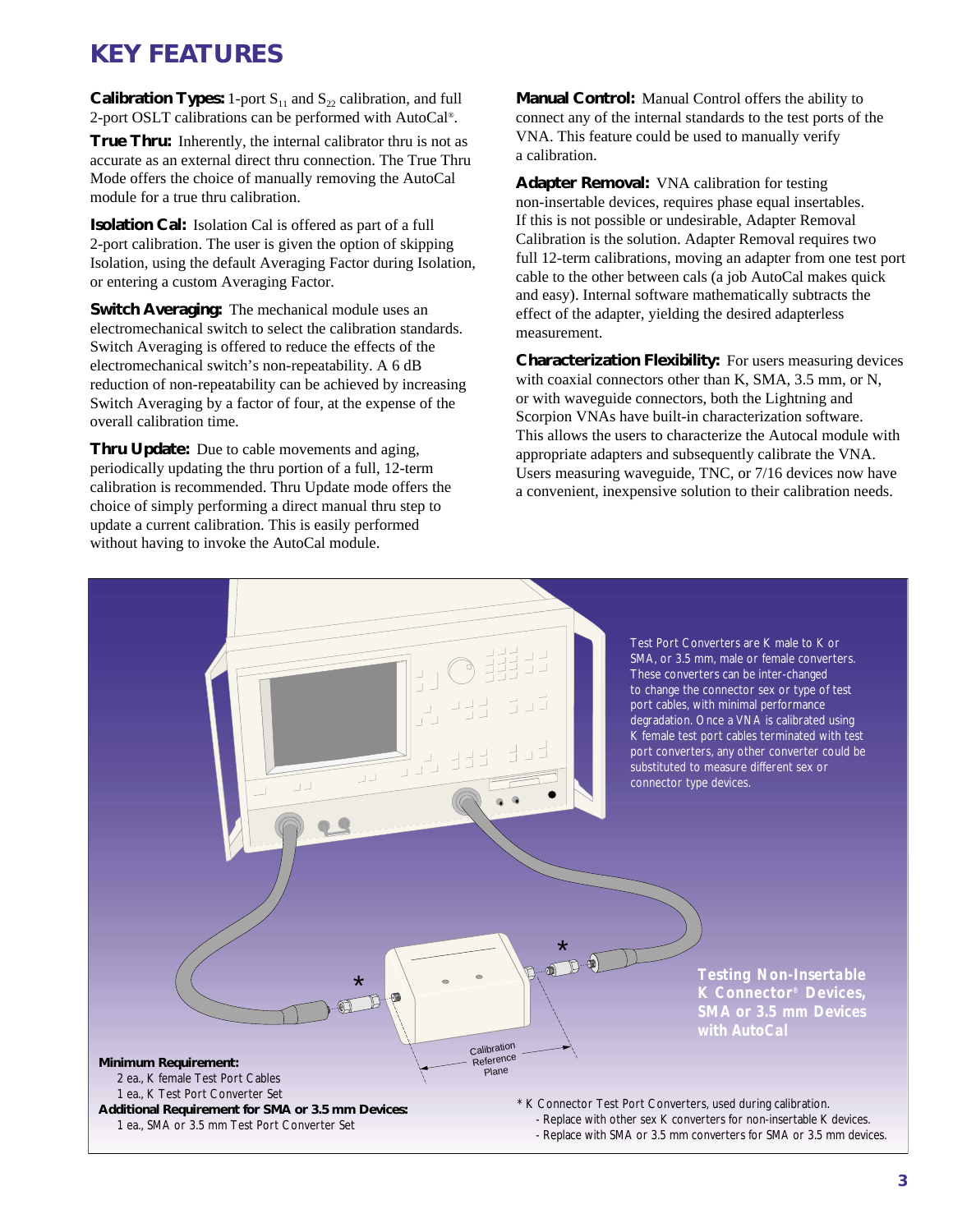# KEY FEATURES

**Calibration Types:** 1-port $S_{11}$ and $S_{22}$ calibration, and full 2-port OSLT calibrations can be performed with AutoCal®.

**True Thru:** Inherently, the internal calibrator thru is not as accurate as an external direct thru connection. The True Thru Mode offers the choice of manually removing the AutoCal module for a true thru calibration.

**Isolation Cal:** Isolation Cal is offered as part of a full 2-port calibration. The user is given the option of skipping Isolation, using the default Averaging Factor during Isolation, or entering a custom Averaging Factor.

**Switch Averaging:** The mechanical module uses an electromechanical switch to select the calibration standards. Switch Averaging is offered to reduce the effects of the electromechanical switch's non-repeatability. A 6 dB reduction of non-repeatability can be achieved by increasing Switch Averaging by a factor of four, at the expense of the overall calibration time.

**Thru Update:** Due to cable movements and aging, periodically updating the thru portion of a full, 12-term calibration is recommended. Thru Update mode offers the choice of simply performing a direct manual thru step to update a current calibration. This is easily performed without having to invoke the AutoCal module.

**Manual Control:** Manual Control offers the ability to connect any of the internal standards to the test ports of the VNA. This feature could be used to manually verify a calibration.

**Adapter Removal:** VNA calibration for testing non-insertable devices, requires phase equal insertables. If this is not possible or undesirable, Adapter Removal Calibration is the solution. Adapter Removal requires two full 12-term calibrations, moving an adapter from one test port cable to the other between cals (a job AutoCal makes quick and easy). Internal software mathematically subtracts the effect of the adapter, yielding the desired adapterless measurement.

**Characterization Flexibility:** For users measuring devices with coaxial connectors other than K, SMA, 3.5 mm, or N, or with waveguide connectors, both the Lightning and Scorpion VNAs have built-in characterization software. This allows the users to characterize the Autocal module with appropriate adapters and subsequently calibrate the VNA. Users measuring waveguide, TNC, or 7/16 devices now have a convenient, inexpensive solution to their calibration needs.

Test Port Converters are K male to K or SMA, or 3.5 mm, male or female converters. These converters can be inter-changed to change the connector sex or type of test port cables, with minimal performance degradation. Once a VNA is calibrated using K female test port cables terminated with test port converters, any other converter could be substituted to measure different sex or connector type devices.

Calibration Reference Plane

**Testing Non-Insertable K Connector® Devices, SMA or 3.5 mm Devices with AutoCal**

**Minimum Requirement:**
- 2 ea., K female Test Port Cables
- 1 ea., K Test Port Converter Set

**Additional Requirement for SMA or 3.5 mm Devices:**
- 1 ea., SMA or 3.5 mm Test Port Converter Set

\* K Connector Test Port Converters, used during calibration.
- Replace with other sex K converters for non-insertable K devices.
- Replace with SMA or 3.5 mm converters for SMA or 3.5 mm devices.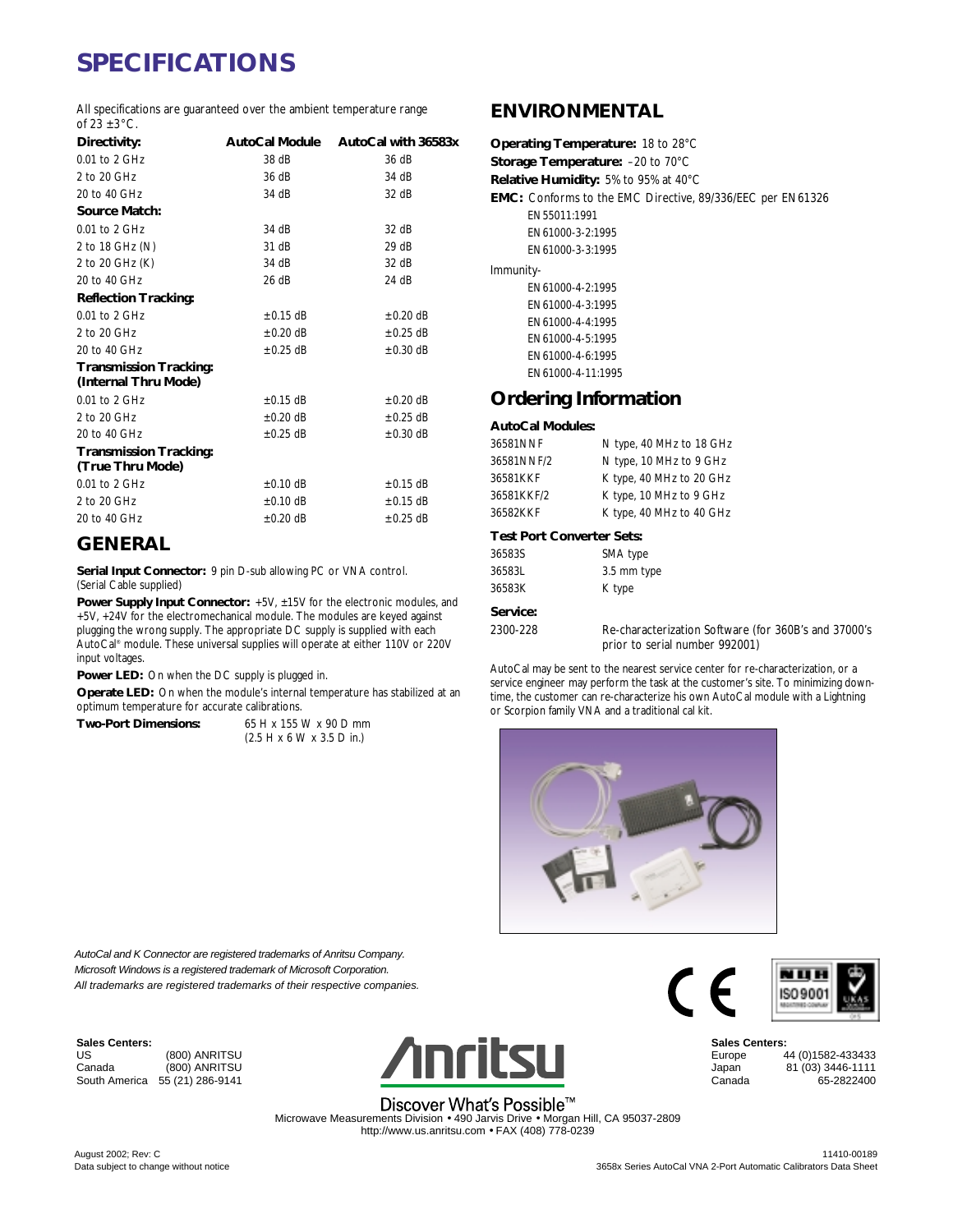# SPECIFICATIONS

All specifications are guaranteed over the ambient temperature range of 23 ±3°C.

| Directivity: | AutoCal Module | AutoCal with 36583x |
|---|---|---|
| 0.01 to 2 GHz | 38 dB | 36 dB |
| 2 to 20 GHz | 36 dB | 34 dB |
| 20 to 40 GHz | 34 dB | 32 dB |
| **Source Match:** | | |
| 0.01 to 2 GHz | 34 dB | 32 dB |
| 2 to 18 GHz (N) | 31 dB | 29 dB |
| 2 to 20 GHz (K) | 34 dB | 32 dB |
| 20 to 40 GHz | 26 dB | 24 dB |
| **Reflection Tracking:** | | |
| 0.01 to 2 GHz | ±0.15 dB | ±0.20 dB |
| 2 to 20 GHz | ±0.20 dB | ±0.25 dB |
| 20 to 40 GHz | ±0.25 dB | ±0.30 dB |
| **Transmission Tracking: (Internal Thru Mode)** | | |
| 0.01 to 2 GHz | ±0.15 dB | ±0.20 dB |
| 2 to 20 GHz | ±0.20 dB | ±0.25 dB |
| 20 to 40 GHz | ±0.25 dB | ±0.30 dB |
| **Transmission Tracking: (True Thru Mode)** | | |
| 0.01 to 2 GHz | ±0.10 dB | ±0.15 dB |
| 2 to 20 GHz | ±0.10 dB | ±0.15 dB |
| 20 to 40 GHz | ±0.20 dB | ±0.25 dB |

## GENERAL

**Serial Input Connector:** 9 pin D-sub allowing PC or VNA control. (Serial Cable supplied)

**Power Supply Input Connector:** +5V, ±15V for the electronic modules, and +5V, +24V for the electromechanical module. The modules are keyed against plugging the wrong supply. The appropriate DC supply is supplied with each AutoCal® module. These universal supplies will operate at either 110V or 220V input voltages.

**Power LED:** On when the DC supply is plugged in.

**Operate LED:** On when the module's internal temperature has stabilized at an optimum temperature for accurate calibrations.

**Two-Port Dimensions:** 65 H x 155 W x 90 D mm (2.5 H x 6 W x 3.5 D in.)

## ENVIRONMENTAL

**Operating Temperature:** 18 to 28°C

**Storage Temperature:** –20 to 70°C

**Relative Humidity:** 5% to 95% at 40°C

**EMC:** Conforms to the EMC Directive, 89/336/EEC per EN61326

- EN55011:1991
- EN61000-3-2:1995
- EN61000-3-3:1995

Immunity-

- EN61000-4-2:1995
- EN61000-4-3:1995
- EN61000-4-4:1995
- EN61000-4-5:1995
- EN61000-4-6:1995
- EN61000-4-11:1995

## Ordering Information

**AutoCal Modules:**

| | |
|---|---|
| 36581NNF | N type, 40 MHz to 18 GHz |
| 36581NNF/2 | N type, 10 MHz to 9 GHz |
| 36581KKF | K type, 40 MHz to 20 GHz |
| 36581KKF/2 | K type, 10 MHz to 9 GHz |
| 36582KKF | K type, 40 MHz to 40 GHz |

**Test Port Converter Sets:**

| | |
|---|---|
| 36583S | SMA type |
| 36583L | 3.5 mm type |
| 36583K | K type |

**Service:**

| | |
|---|---|
| 2300-228 | Re-characterization Software (for 360B's and 37000's prior to serial number 992001) |

AutoCal may be sent to the nearest service center for re-characterization, or a service engineer may perform the task at the customer's site. To minimizing downtime, the customer can re-characterize his own AutoCal module with a Lightning or Scorpion family VNA and a traditional cal kit.

*AutoCal and K Connector are registered trademarks of Anritsu Company.*
*Microsoft Windows is a registered trademark of Microsoft Corporation.*
*All trademarks are registered trademarks of their respective companies.*

**Sales Centers:**

| | |
|---|---|
| US | (800) ANRITSU |
| Canada | (800) ANRITSU |
| South America | 55 (21) 286-9141 |

Anritsu

Discover What's Possible™

Microwave Measurements Division • 490 Jarvis Drive • Morgan Hill, CA 95037-2809
http://www.us.anritsu.com • FAX (408) 778-0239

**Sales Centers:**

| | |
|---|---|
| Europe | 44 (0)1582-433433 |
| Japan | 81 (03) 3446-1111 |
| Canada | 65-2822400 |

August 2002; Rev: C
Data subject to change without notice

11410-00189
3658x Series AutoCal VNA 2-Port Automatic Calibrators Data Sheet